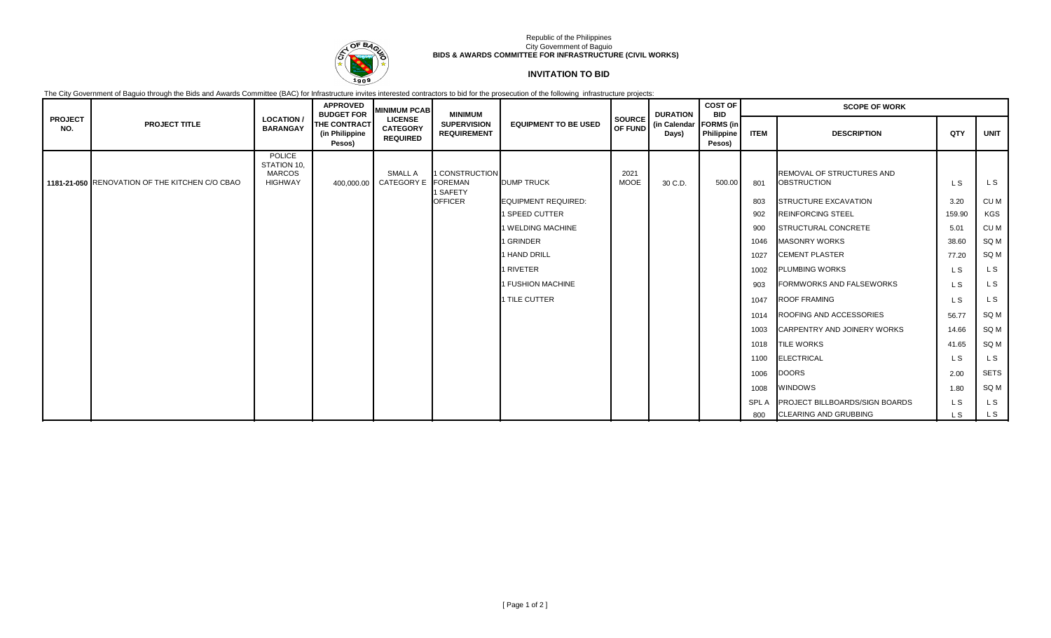Republic of the Philippines
City Government of Baguio
**BIDS & AWARDS COMMITTEE FOR INFRASTRUCTURE (CIVIL WORKS)**

## INVITATION TO BID

The City Government of Baguio through the Bids and Awards Committee (BAC) for Infrastructure invites interested contractors to bid for the prosecution of the following infrastructure projects:

| PROJECT NO. | PROJECT TITLE | LOCATION / BARANGAY | APPROVED BUDGET FOR THE CONTRACT (in Philippine Pesos) | MINIMUM PCAB LICENSE CATEGORY REQUIRED | MINIMUM SUPERVISION REQUIREMENT | EQUIPMENT TO BE USED | SOURCE OF FUND | DURATION (in Calendar Days) | COST OF BID FORMS (in Philippine Pesos) | SCOPE OF WORK | | | |
|---|---|---|---|---|---|---|---|---|---|---|---|---|---|
| | | | | | | | | | | ITEM | DESCRIPTION | QTY | UNIT |
| 1181-21-050 | RENOVATION OF THE KITCHEN C/O CBAO | POLICE STATION 10, MARCOS HIGHWAY | 400,000.00 | SMALL A CATEGORY E | 1 CONSTRUCTION FOREMAN 1 SAFETY OFFICER | DUMP TRUCK | 2021 MOOE | 30 C.D. | 500.00 | 801 | REMOVAL OF STRUCTURES AND OBSTRUCTION | L S | L S |
| | | | | | | EQUIPMENT REQUIRED: | | | | 803 | STRUCTURE EXCAVATION | 3.20 | CU M |
| | | | | | | 1 SPEED CUTTER | | | | 902 | REINFORCING STEEL | 159.90 | KGS |
| | | | | | | 1 WELDING MACHINE | | | | 900 | STRUCTURAL CONCRETE | 5.01 | CU M |
| | | | | | | 1 GRINDER | | | | 1046 | MASONRY WORKS | 38.60 | SQ M |
| | | | | | | 1 HAND DRILL | | | | 1027 | CEMENT PLASTER | 77.20 | SQ M |
| | | | | | | 1 RIVETER | | | | 1002 | PLUMBING WORKS | L S | L S |
| | | | | | | 1 FUSHION MACHINE | | | | 903 | FORMWORKS AND FALSEWORKS | L S | L S |
| | | | | | | 1 TILE CUTTER | | | | 1047 | ROOF FRAMING | L S | L S |
| | | | | | | | | | | 1014 | ROOFING AND ACCESSORIES | 56.77 | SQ M |
| | | | | | | | | | | 1003 | CARPENTRY AND JOINERY WORKS | 14.66 | SQ M |
| | | | | | | | | | | 1018 | TILE WORKS | 41.65 | SQ M |
| | | | | | | | | | | 1100 | ELECTRICAL | L S | L S |
| | | | | | | | | | | 1006 | DOORS | 2.00 | SETS |
| | | | | | | | | | | 1008 | WINDOWS | 1.80 | SQ M |
| | | | | | | | | | | SPL A | PROJECT BILLBOARDS/SIGN BOARDS | L S | L S |
| | | | | | | | | | | 800 | CLEARING AND GRUBBING | L S | L S |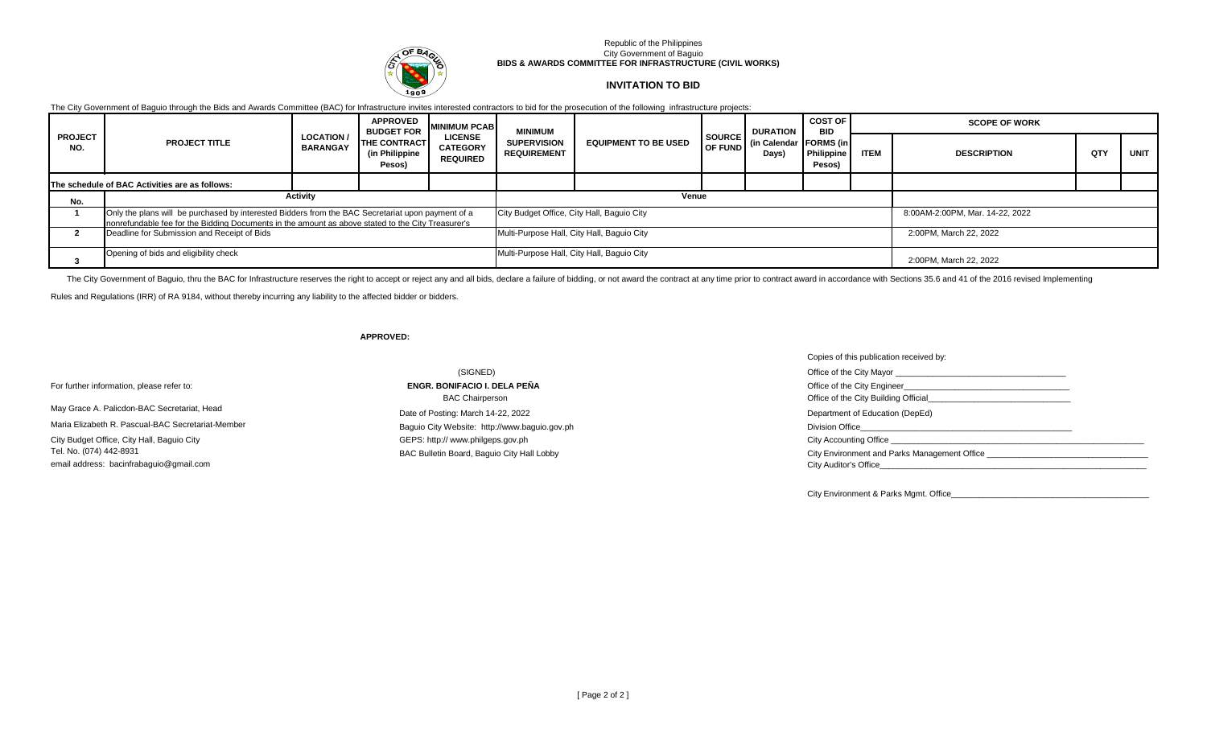Republic of the Philippines
City Government of Baguio
**BIDS & AWARDS COMMITTEE FOR INFRASTRUCTURE (CIVIL WORKS)**

## INVITATION TO BID

The City Government of Baguio through the Bids and Awards Committee (BAC) for Infrastructure invites interested contractors to bid for the prosecution of the following infrastructure projects:

| PROJECT NO. | PROJECT TITLE | LOCATION / BARANGAY | APPROVED BUDGET FOR THE CONTRACT (in Philippine Pesos) | MINIMUM PCAB LICENSE CATEGORY REQUIRED | MINIMUM SUPERVISION REQUIREMENT | EQUIPMENT TO BE USED | SOURCE OF FUND | DURATION (in Calendar Days) | COST OF BID FORMS (in Philippine Pesos) | SCOPE OF WORK | | | |
|---|---|---|---|---|---|---|---|---|---|---|---|---|---|
| | | | | | | | | | | ITEM | DESCRIPTION | QTY | UNIT |

**The schedule of BAC Activities are as follows:**

| No. | Activity | Venue | |
|---|---|---|---|
| 1 | Only the plans will be purchased by interested Bidders from the BAC Secretariat upon payment of a nonrefundable fee for the Bidding Documents in the amount as above stated to the City Treasurer's | City Budget Office, City Hall, Baguio City | 8:00AM-2:00PM, Mar. 14-22, 2022 |
| 2 | Deadline for Submission and Receipt of Bids | Multi-Purpose Hall, City Hall, Baguio City | 2:00PM, March 22, 2022 |
| 3 | Opening of bids and eligibility check | Multi-Purpose Hall, City Hall, Baguio City | 2:00PM, March 22, 2022 |

The City Government of Baguio, thru the BAC for Infrastructure reserves the right to accept or reject any and all bids, declare a failure of bidding, or not award the contract at any time prior to contract award in accordance with Sections 35.6 and 41 of the 2016 revised Implementing Rules and Regulations (IRR) of RA 9184, without thereby incurring any liability to the affected bidder or bidders.

**APPROVED:**

(SIGNED)
**ENGR. BONIFACIO I. DELA PEÑA**
BAC Chairperson

Date of Posting: March 14-22, 2022
Baguio City Website: http://www.baguio.gov.ph
GEPS: http:// www.philgeps.gov.ph
BAC Bulletin Board, Baguio City Hall Lobby

For further information, please refer to:

May Grace A. Palicdon-BAC Secretariat, Head
Maria Elizabeth R. Pascual-BAC Secretariat-Member
City Budget Office, City Hall, Baguio City
Tel. No. (074) 442-8931
email address: bacinfrabaguio@gmail.com

Copies of this publication received by:

Office of the City Mayor ____________________________________
Office of the City Engineer____________________________________
Office of the City Building Official________________________________
Department of Education (DepEd)
Division Office_______________________________________________
City Accounting Office ____________________________________________________________
City Environment and Parks Management Office ____________________________________
City Auditor's Office__________________________________________________________

City Environment & Parks Mgmt. Office_____________________________________________